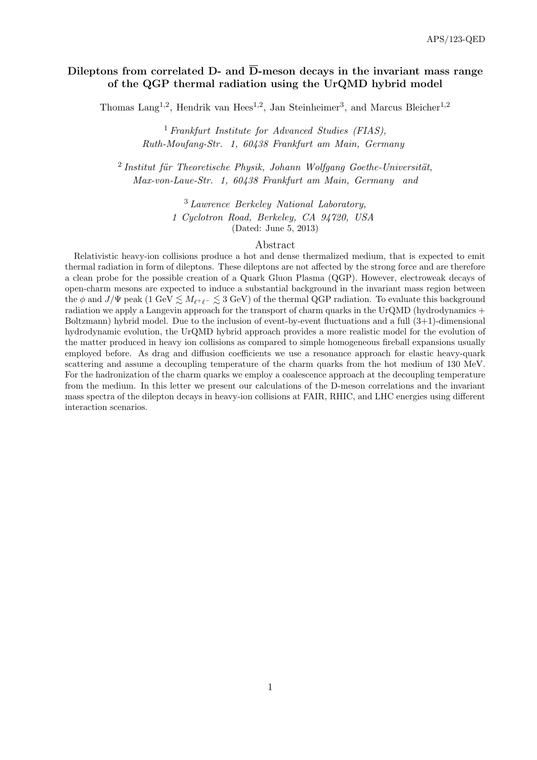# Dileptons from correlated D- and $\overline{\text{D}}$-meson decays in the invariant mass range of the QGP thermal radiation using the UrQMD hybrid model

Thomas Lang[1,2], Hendrik van Hees[1,2], Jan Steinheimer[3], and Marcus Bleicher[1,2]

[1] *Frankfurt Institute for Advanced Studies (FIAS), Ruth-Moufang-Str. 1, 60438 Frankfurt am Main, Germany*

[2] *Institut für Theoretische Physik, Johann Wolfgang Goethe-Universität, Max-von-Laue-Str. 1, 60438 Frankfurt am Main, Germany and*

[3] *Lawrence Berkeley National Laboratory, 1 Cyclotron Road, Berkeley, CA 94720, USA*

(Dated: June 5, 2013)

## Abstract

Relativistic heavy-ion collisions produce a hot and dense thermalized medium, that is expected to emit thermal radiation in form of dileptons. These dileptons are not affected by the strong force and are therefore a clean probe for the possible creation of a Quark Gluon Plasma (QGP). However, electroweak decays of open-charm mesons are expected to induce a substantial background in the invariant mass region between the $\phi$ and $J/\Psi$ peak ($1\text{ GeV} \lesssim M_{\ell^+\ell^-} \lesssim 3\text{ GeV}$) of the thermal QGP radiation. To evaluate this background radiation we apply a Langevin approach for the transport of charm quarks in the UrQMD (hydrodynamics + Boltzmann) hybrid model. Due to the inclusion of event-by-event fluctuations and a full (3+1)-dimensional hydrodynamic evolution, the UrQMD hybrid approach provides a more realistic model for the evolution of the matter produced in heavy ion collisions as compared to simple homogeneous fireball expansions usually employed before. As drag and diffusion coefficients we use a resonance approach for elastic heavy-quark scattering and assume a decoupling temperature of the charm quarks from the hot medium of 130 MeV. For the hadronization of the charm quarks we employ a coalescence approach at the decoupling temperature from the medium. In this letter we present our calculations of the D-meson correlations and the invariant mass spectra of the dilepton decays in heavy-ion collisions at FAIR, RHIC, and LHC energies using different interaction scenarios.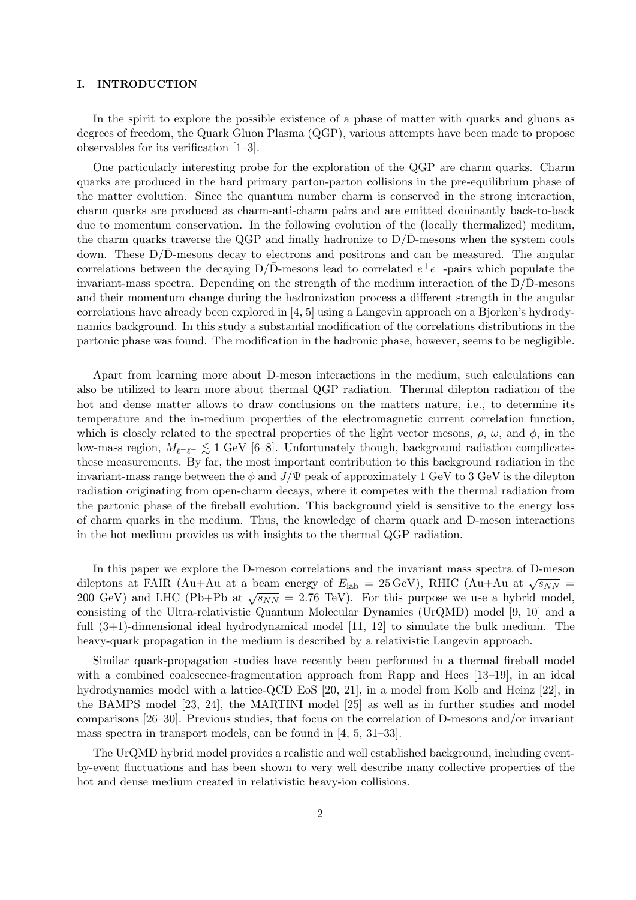## I. INTRODUCTION

In the spirit to explore the possible existence of a phase of matter with quarks and gluons as degrees of freedom, the Quark Gluon Plasma (QGP), various attempts have been made to propose observables for its verification [1–3].

One particularly interesting probe for the exploration of the QGP are charm quarks. Charm quarks are produced in the hard primary parton-parton collisions in the pre-equilibrium phase of the matter evolution. Since the quantum number charm is conserved in the strong interaction, charm quarks are produced as charm-anti-charm pairs and are emitted dominantly back-to-back due to momentum conservation. In the following evolution of the (locally thermalized) medium, the charm quarks traverse the QGP and finally hadronize to D/$\bar{\text{D}}$-mesons when the system cools down. These D/$\bar{\text{D}}$-mesons decay to electrons and positrons and can be measured. The angular correlations between the decaying D/$\bar{\text{D}}$-mesons lead to correlated $e^+e^-$-pairs which populate the invariant-mass spectra. Depending on the strength of the medium interaction of the D/$\bar{\text{D}}$-mesons and their momentum change during the hadronization process a different strength in the angular correlations have already been explored in [4, 5] using a Langevin approach on a Bjorken's hydrodynamics background. In this study a substantial modification of the correlations distributions in the partonic phase was found. The modification in the hadronic phase, however, seems to be negligible.

Apart from learning more about D-meson interactions in the medium, such calculations can also be utilized to learn more about thermal QGP radiation. Thermal dilepton radiation of the hot and dense matter allows to draw conclusions on the matters nature, i.e., to determine its temperature and the in-medium properties of the electromagnetic current correlation function, which is closely related to the spectral properties of the light vector mesons, $\rho$, $\omega$, and $\phi$, in the low-mass region, $M_{\ell^+\ell^-} \lesssim 1$ GeV [6–8]. Unfortunately though, background radiation complicates these measurements. By far, the most important contribution to this background radiation in the invariant-mass range between the $\phi$ and $J/\Psi$ peak of approximately 1 GeV to 3 GeV is the dilepton radiation originating from open-charm decays, where it competes with the thermal radiation from the partonic phase of the fireball evolution. This background yield is sensitive to the energy loss of charm quarks in the medium. Thus, the knowledge of charm quark and D-meson interactions in the hot medium provides us with insights to the thermal QGP radiation.

In this paper we explore the D-meson correlations and the invariant mass spectra of D-meson dileptons at FAIR (Au+Au at a beam energy of $E_{\text{lab}} = 25\,\text{GeV}$), RHIC (Au+Au at $\sqrt{s_{NN}} = 200$ GeV) and LHC (Pb+Pb at $\sqrt{s_{NN}} = 2.76$ TeV). For this purpose we use a hybrid model, consisting of the Ultra-relativistic Quantum Molecular Dynamics (UrQMD) model [9, 10] and a full (3+1)-dimensional ideal hydrodynamical model [11, 12] to simulate the bulk medium. The heavy-quark propagation in the medium is described by a relativistic Langevin approach.

Similar quark-propagation studies have recently been performed in a thermal fireball model with a combined coalescence-fragmentation approach from Rapp and Hees [13–19], in an ideal hydrodynamics model with a lattice-QCD EoS [20, 21], in a model from Kolb and Heinz [22], in the BAMPS model [23, 24], the MARTINI model [25] as well as in further studies and model comparisons [26–30]. Previous studies, that focus on the correlation of D-mesons and/or invariant mass spectra in transport models, can be found in [4, 5, 31–33].

The UrQMD hybrid model provides a realistic and well established background, including event-by-event fluctuations and has been shown to very well describe many collective properties of the hot and dense medium created in relativistic heavy-ion collisions.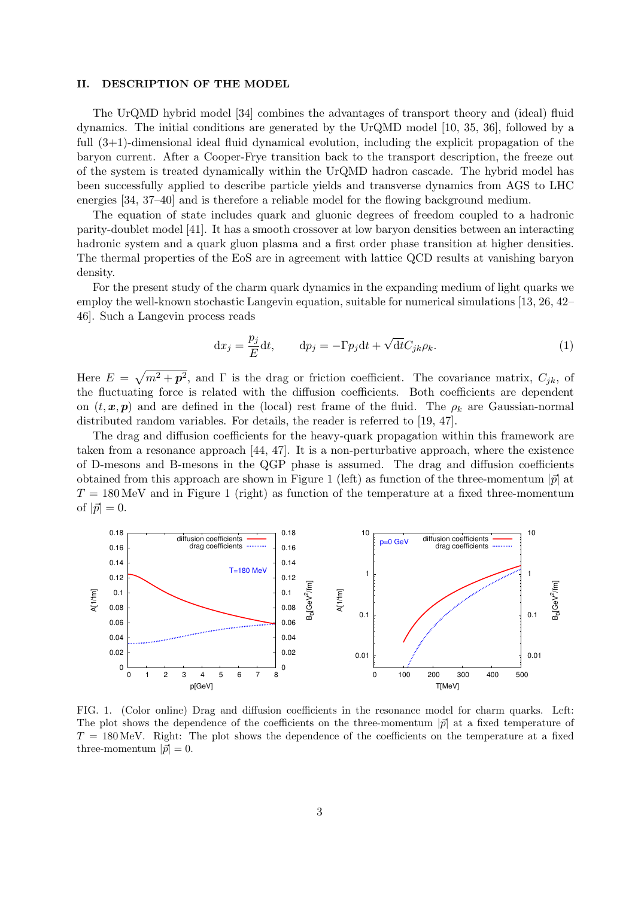## II. DESCRIPTION OF THE MODEL

The UrQMD hybrid model [34] combines the advantages of transport theory and (ideal) fluid dynamics. The initial conditions are generated by the UrQMD model [10, 35, 36], followed by a full (3+1)-dimensional ideal fluid dynamical evolution, including the explicit propagation of the baryon current. After a Cooper-Frye transition back to the transport description, the freeze out of the system is treated dynamically within the UrQMD hadron cascade. The hybrid model has been successfully applied to describe particle yields and transverse dynamics from AGS to LHC energies [34, 37–40] and is therefore a reliable model for the flowing background medium.

The equation of state includes quark and gluonic degrees of freedom coupled to a hadronic parity-doublet model [41]. It has a smooth crossover at low baryon densities between an interacting hadronic system and a quark gluon plasma and a first order phase transition at higher densities. The thermal properties of the EoS are in agreement with lattice QCD results at vanishing baryon density.

For the present study of the charm quark dynamics in the expanding medium of light quarks we employ the well-known stochastic Langevin equation, suitable for numerical simulations [13, 26, 42–46]. Such a Langevin process reads

$$\mathrm{d}x_j = \frac{p_j}{E}\mathrm{d}t, \qquad \mathrm{d}p_j = -\Gamma p_j \mathrm{d}t + \sqrt{\mathrm{d}t} C_{jk}\rho_k. \tag{1}$$

Here $E = \sqrt{m^2 + \boldsymbol{p}^2}$, and $\Gamma$ is the drag or friction coefficient. The covariance matrix, $C_{jk}$, of the fluctuating force is related with the diffusion coefficients. Both coefficients are dependent on $(t, \boldsymbol{x}, \boldsymbol{p})$ and are defined in the (local) rest frame of the fluid. The $\rho_k$ are Gaussian-normal distributed random variables. For details, the reader is referred to [19, 47].

The drag and diffusion coefficients for the heavy-quark propagation within this framework are taken from a resonance approach [44, 47]. It is a non-perturbative approach, where the existence of D-mesons and B-mesons in the QGP phase is assumed. The drag and diffusion coefficients obtained from this approach are shown in Figure 1 (left) as function of the three-momentum $|\vec{p}|$ at $T = 180\,\mathrm{MeV}$ and in Figure 1 (right) as function of the temperature at a fixed three-momentum of $|\vec{p}| = 0$.

FIG. 1. (Color online) Drag and diffusion coefficients in the resonance model for charm quarks. Left: The plot shows the dependence of the coefficients on the three-momentum $|\vec{p}|$ at a fixed temperature of $T = 180\,\mathrm{MeV}$. Right: The plot shows the dependence of the coefficients on the temperature at a fixed three-momentum $|\vec{p}| = 0$.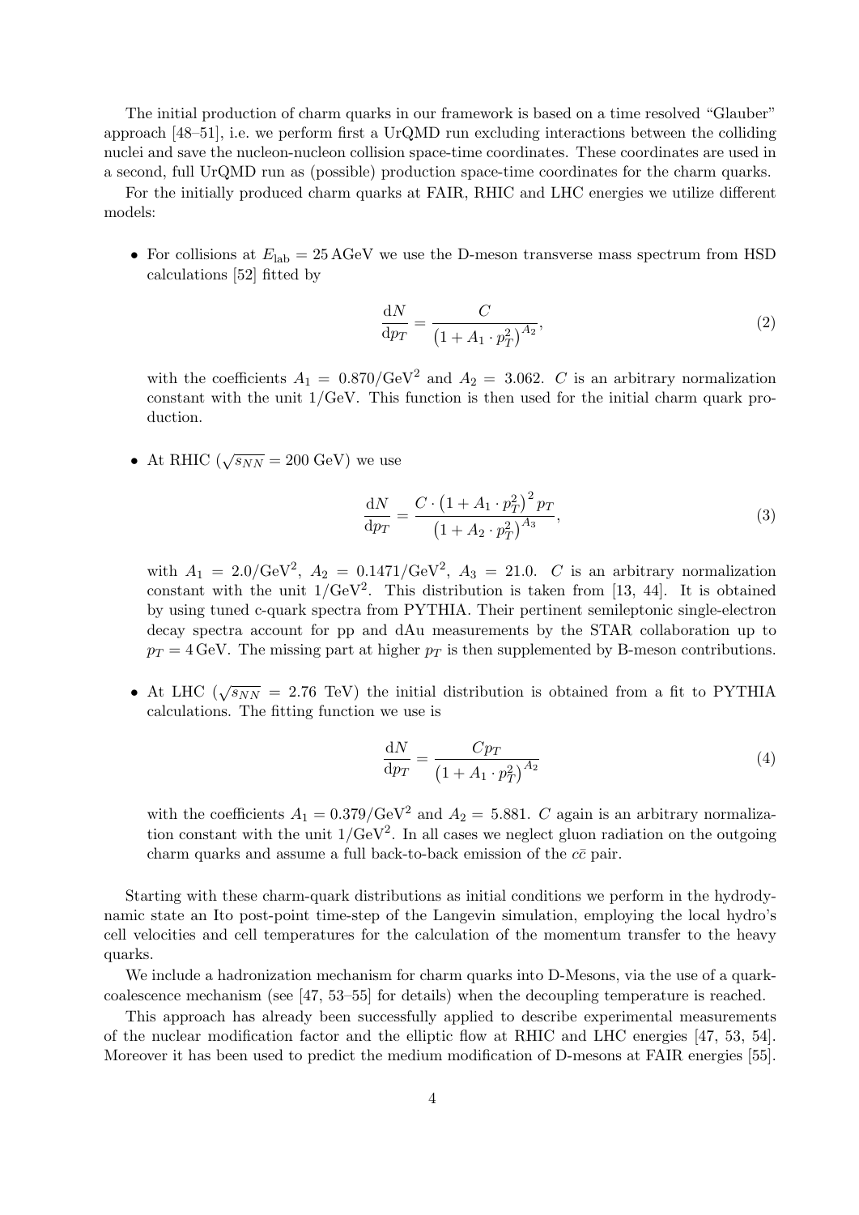The initial production of charm quarks in our framework is based on a time resolved "Glauber" approach [48–51], i.e. we perform first a UrQMD run excluding interactions between the colliding nuclei and save the nucleon-nucleon collision space-time coordinates. These coordinates are used in a second, full UrQMD run as (possible) production space-time coordinates for the charm quarks.

For the initially produced charm quarks at FAIR, RHIC and LHC energies we utilize different models:

- For collisions at $E_{\mathrm{lab}} = 25\,\mathrm{AGeV}$ we use the D-meson transverse mass spectrum from HSD calculations [52] fitted by

$$\frac{\mathrm{d}N}{\mathrm{d}p_T} = \frac{C}{\left(1 + A_1 \cdot p_T^2\right)^{A_2}}, \tag{2}$$

  with the coefficients $A_1 = 0.870/\mathrm{GeV}^2$ and $A_2 = 3.062$. $C$ is an arbitrary normalization constant with the unit $1/\mathrm{GeV}$. This function is then used for the initial charm quark production.

- At RHIC ($\sqrt{s_{NN}} = 200$ GeV) we use

$$\frac{\mathrm{d}N}{\mathrm{d}p_T} = \frac{C \cdot \left(1 + A_1 \cdot p_T^2\right)^2 p_T}{\left(1 + A_2 \cdot p_T^2\right)^{A_3}}, \tag{3}$$

  with $A_1 = 2.0/\mathrm{GeV}^2$, $A_2 = 0.1471/\mathrm{GeV}^2$, $A_3 = 21.0$. $C$ is an arbitrary normalization constant with the unit $1/\mathrm{GeV}^2$. This distribution is taken from [13, 44]. It is obtained by using tuned c-quark spectra from PYTHIA. Their pertinent semileptonic single-electron decay spectra account for pp and dAu measurements by the STAR collaboration up to $p_T = 4\,\mathrm{GeV}$. The missing part at higher $p_T$ is then supplemented by B-meson contributions.

- At LHC ($\sqrt{s_{NN}} = 2.76$ TeV) the initial distribution is obtained from a fit to PYTHIA calculations. The fitting function we use is

$$\frac{\mathrm{d}N}{\mathrm{d}p_T} = \frac{C p_T}{\left(1 + A_1 \cdot p_T^2\right)^{A_2}} \tag{4}$$

  with the coefficients $A_1 = 0.379/\mathrm{GeV}^2$ and $A_2 = 5.881$. $C$ again is an arbitrary normalization constant with the unit $1/\mathrm{GeV}^2$. In all cases we neglect gluon radiation on the outgoing charm quarks and assume a full back-to-back emission of the $c\bar{c}$ pair.

Starting with these charm-quark distributions as initial conditions we perform in the hydrodynamic state an Ito post-point time-step of the Langevin simulation, employing the local hydro's cell velocities and cell temperatures for the calculation of the momentum transfer to the heavy quarks.

We include a hadronization mechanism for charm quarks into D-Mesons, via the use of a quark-coalescence mechanism (see [47, 53–55] for details) when the decoupling temperature is reached.

This approach has already been successfully applied to describe experimental measurements of the nuclear modification factor and the elliptic flow at RHIC and LHC energies [47, 53, 54]. Moreover it has been used to predict the medium modification of D-mesons at FAIR energies [55].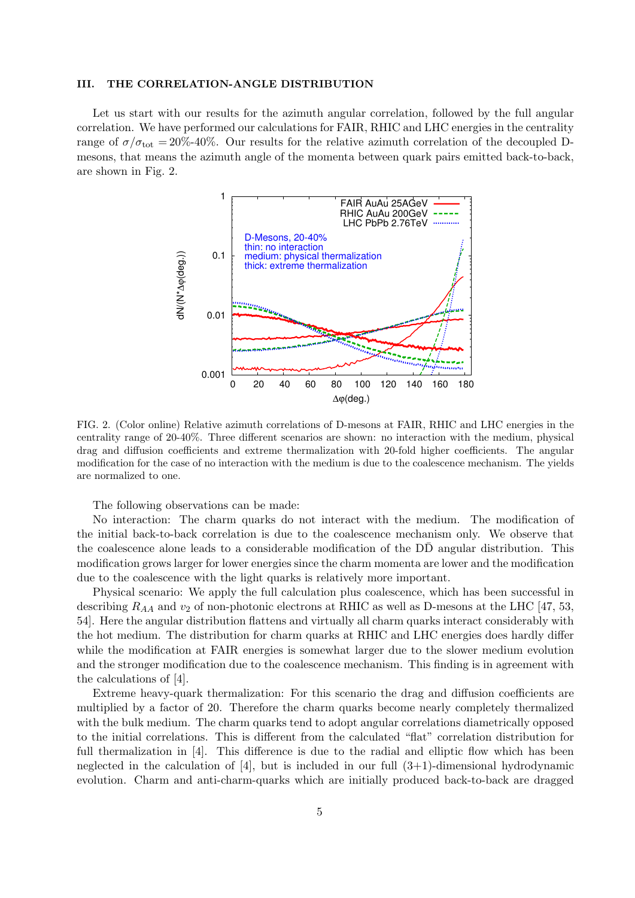## III. THE CORRELATION-ANGLE DISTRIBUTION

Let us start with our results for the azimuth angular correlation, followed by the full angular correlation. We have performed our calculations for FAIR, RHIC and LHC energies in the centrality range of $\sigma/\sigma_{\rm tot} = 20\%$-$40\%$. Our results for the relative azimuth correlation of the decoupled D-mesons, that means the azimuth angle of the momenta between quark pairs emitted back-to-back, are shown in Fig. 2.

FIG. 2. (Color online) Relative azimuth correlations of D-mesons at FAIR, RHIC and LHC energies in the centrality range of 20-40%. Three different scenarios are shown: no interaction with the medium, physical drag and diffusion coefficients and extreme thermalization with 20-fold higher coefficients. The angular modification for the case of no interaction with the medium is due to the coalescence mechanism. The yields are normalized to one.

The following observations can be made:

No interaction: The charm quarks do not interact with the medium. The modification of the initial back-to-back correlation is due to the coalescence mechanism only. We observe that the coalescence alone leads to a considerable modification of the $D\bar{D}$ angular distribution. This modification grows larger for lower energies since the charm momenta are lower and the modification due to the coalescence with the light quarks is relatively more important.

Physical scenario: We apply the full calculation plus coalescence, which has been successful in describing $R_{AA}$ and $v_2$ of non-photonic electrons at RHIC as well as D-mesons at the LHC [47, 53, 54]. Here the angular distribution flattens and virtually all charm quarks interact considerably with the hot medium. The distribution for charm quarks at RHIC and LHC energies does hardly differ while the modification at FAIR energies is somewhat larger due to the slower medium evolution and the stronger modification due to the coalescence mechanism. This finding is in agreement with the calculations of [4].

Extreme heavy-quark thermalization: For this scenario the drag and diffusion coefficients are multiplied by a factor of 20. Therefore the charm quarks become nearly completely thermalized with the bulk medium. The charm quarks tend to adopt angular correlations diametrically opposed to the initial correlations. This is different from the calculated "flat" correlation distribution for full thermalization in [4]. This difference is due to the radial and elliptic flow which has been neglected in the calculation of [4], but is included in our full (3+1)-dimensional hydrodynamic evolution. Charm and anti-charm-quarks which are initially produced back-to-back are dragged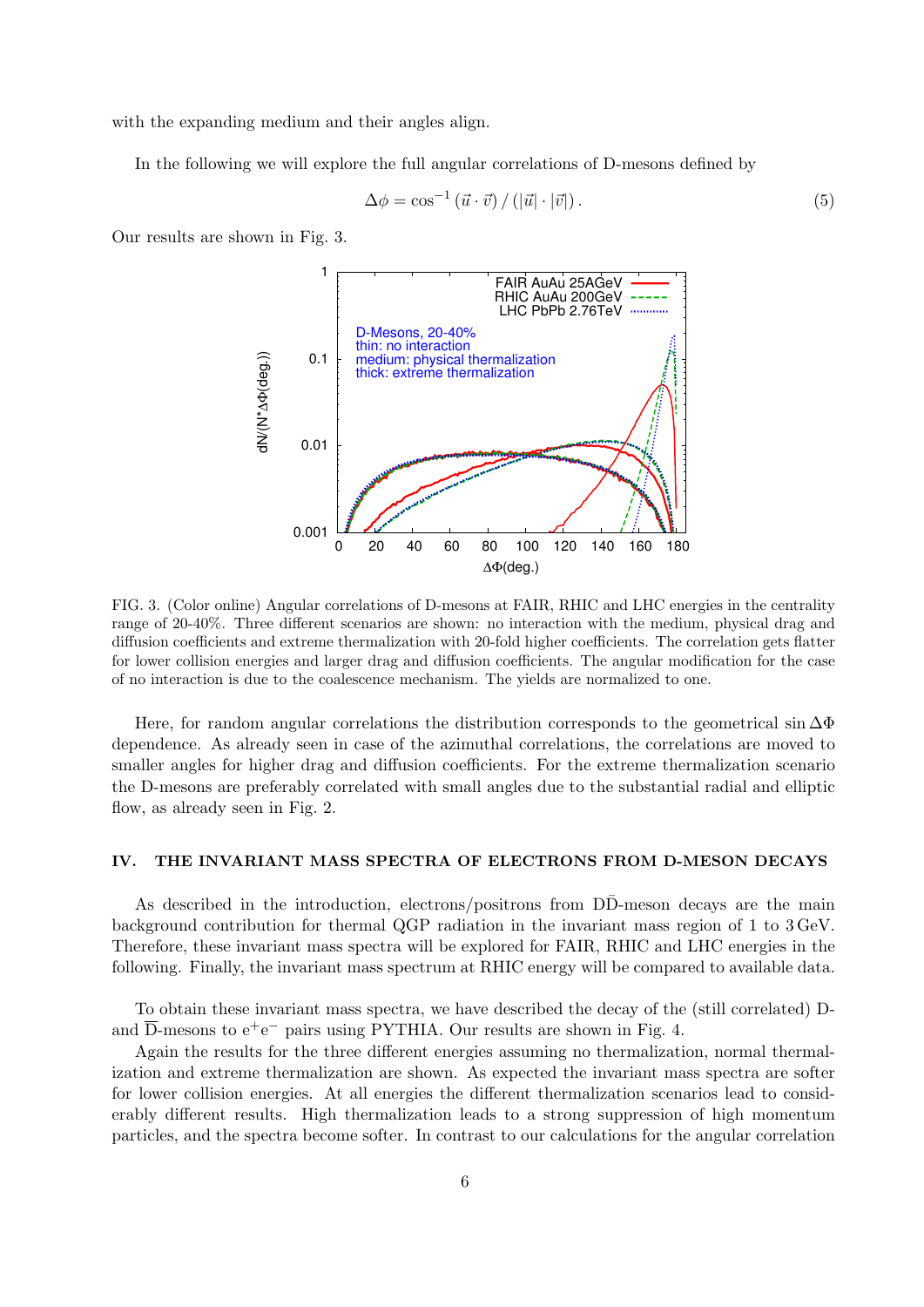with the expanding medium and their angles align.

In the following we will explore the full angular correlations of D-mesons defined by

$$\Delta\phi = \cos^{-1}\left(\vec{u}\cdot\vec{v}\right)/\left(|\vec{u}|\cdot|\vec{v}|\right). \tag{5}$$

Our results are shown in Fig. 3.

FIG. 3. (Color online) Angular correlations of D-mesons at FAIR, RHIC and LHC energies in the centrality range of 20-40%. Three different scenarios are shown: no interaction with the medium, physical drag and diffusion coefficients and extreme thermalization with 20-fold higher coefficients. The correlation gets flatter for lower collision energies and larger drag and diffusion coefficients. The angular modification for the case of no interaction is due to the coalescence mechanism. The yields are normalized to one.

Here, for random angular correlations the distribution corresponds to the geometrical $\sin\Delta\Phi$ dependence. As already seen in case of the azimuthal correlations, the correlations are moved to smaller angles for higher drag and diffusion coefficients. For the extreme thermalization scenario the D-mesons are preferably correlated with small angles due to the substantial radial and elliptic flow, as already seen in Fig. 2.

## IV. THE INVARIANT MASS SPECTRA OF ELECTRONS FROM D-MESON DECAYS

As described in the introduction, electrons/positrons from $D\bar{D}$-meson decays are the main background contribution for thermal QGP radiation in the invariant mass region of 1 to 3 GeV. Therefore, these invariant mass spectra will be explored for FAIR, RHIC and LHC energies in the following. Finally, the invariant mass spectrum at RHIC energy will be compared to available data.

To obtain these invariant mass spectra, we have described the decay of the (still correlated) D- and $\overline{D}$-mesons to $e^{+}e^{-}$ pairs using PYTHIA. Our results are shown in Fig. 4.

Again the results for the three different energies assuming no thermalization, normal thermalization and extreme thermalization are shown. As expected the invariant mass spectra are softer for lower collision energies. At all energies the different thermalization scenarios lead to considerably different results. High thermalization leads to a strong suppression of high momentum particles, and the spectra become softer. In contrast to our calculations for the angular correlation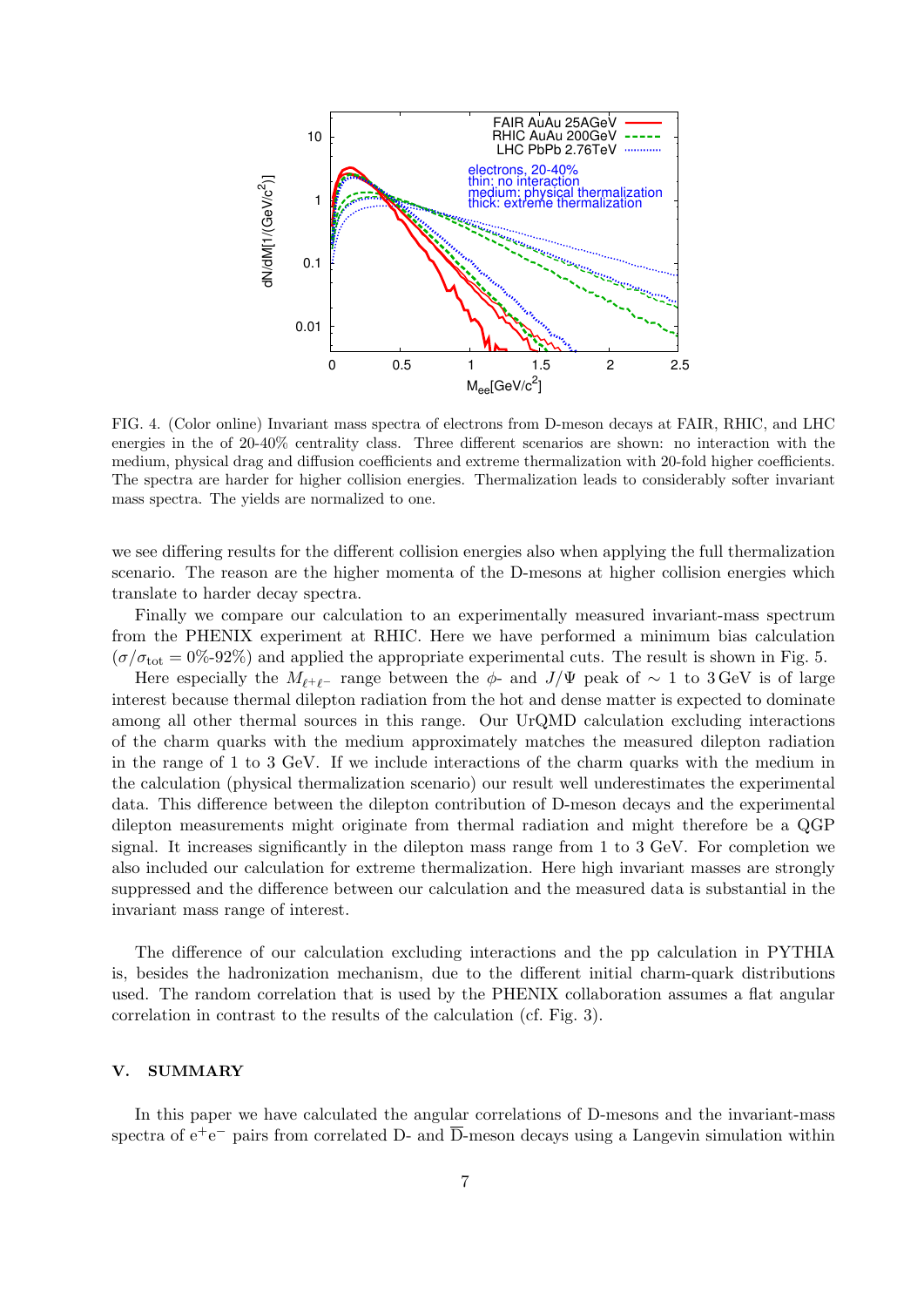FIG. 4. (Color online) Invariant mass spectra of electrons from D-meson decays at FAIR, RHIC, and LHC energies in the of 20-40% centrality class. Three different scenarios are shown: no interaction with the medium, physical drag and diffusion coefficients and extreme thermalization with 20-fold higher coefficients. The spectra are harder for higher collision energies. Thermalization leads to considerably softer invariant mass spectra. The yields are normalized to one.

we see differing results for the different collision energies also when applying the full thermalization scenario. The reason are the higher momenta of the D-mesons at higher collision energies which translate to harder decay spectra.

Finally we compare our calculation to an experimentally measured invariant-mass spectrum from the PHENIX experiment at RHIC. Here we have performed a minimum bias calculation ($\sigma/\sigma_{\mathrm{tot}} = 0\%$-$92\%$) and applied the appropriate experimental cuts. The result is shown in Fig. 5.

Here especially the $M_{\ell^+\ell^-}$ range between the $\phi$- and $J/\Psi$ peak of $\sim$ 1 to 3 GeV is of large interest because thermal dilepton radiation from the hot and dense matter is expected to dominate among all other thermal sources in this range. Our UrQMD calculation excluding interactions of the charm quarks with the medium approximately matches the measured dilepton radiation in the range of 1 to 3 GeV. If we include interactions of the charm quarks with the medium in the calculation (physical thermalization scenario) our result well underestimates the experimental data. This difference between the dilepton contribution of D-meson decays and the experimental dilepton measurements might originate from thermal radiation and might therefore be a QGP signal. It increases significantly in the dilepton mass range from 1 to 3 GeV. For completion we also included our calculation for extreme thermalization. Here high invariant masses are strongly suppressed and the difference between our calculation and the measured data is substantial in the invariant mass range of interest.

The difference of our calculation excluding interactions and the pp calculation in PYTHIA is, besides the hadronization mechanism, due to the different initial charm-quark distributions used. The random correlation that is used by the PHENIX collaboration assumes a flat angular correlation in contrast to the results of the calculation (cf. Fig. 3).

## V. SUMMARY

In this paper we have calculated the angular correlations of D-mesons and the invariant-mass spectra of $e^+e^-$ pairs from correlated D- and $\overline{\mathrm{D}}$-meson decays using a Langevin simulation within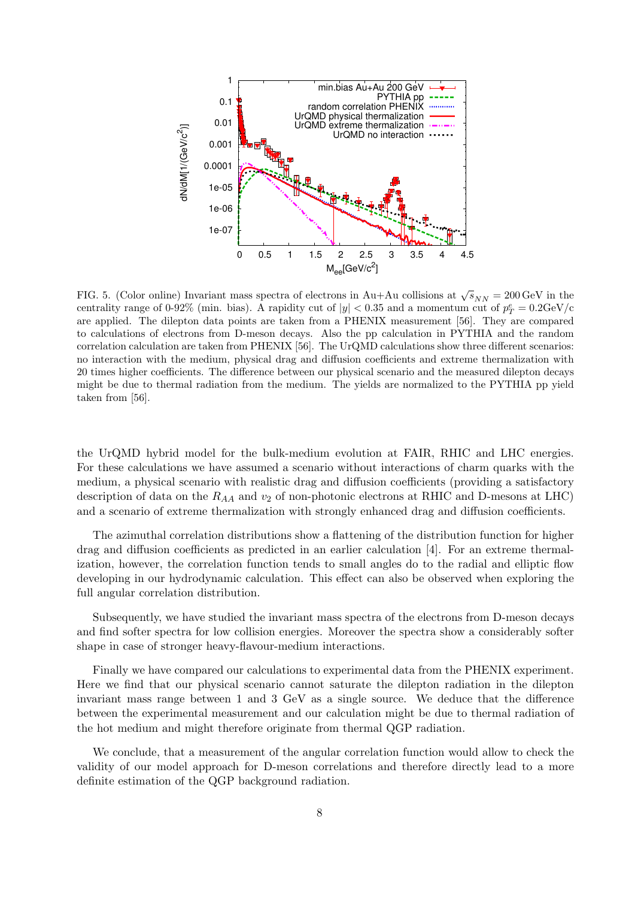FIG. 5. (Color online) Invariant mass spectra of electrons in Au+Au collisions at $\sqrt{s}_{NN} = 200\,\mathrm{GeV}$ in the centrality range of 0-92% (min. bias). A rapidity cut of $|y| < 0.35$ and a momentum cut of $p_T^e = 0.2\mathrm{GeV/c}$ are applied. The dilepton data points are taken from a PHENIX measurement [56]. They are compared to calculations of electrons from D-meson decays. Also the pp calculation in PYTHIA and the random correlation calculation are taken from PHENIX [56]. The UrQMD calculations show three different scenarios: no interaction with the medium, physical drag and diffusion coefficients and extreme thermalization with 20 times higher coefficients. The difference between our physical scenario and the measured dilepton decays might be due to thermal radiation from the medium. The yields are normalized to the PYTHIA pp yield taken from [56].

the UrQMD hybrid model for the bulk-medium evolution at FAIR, RHIC and LHC energies. For these calculations we have assumed a scenario without interactions of charm quarks with the medium, a physical scenario with realistic drag and diffusion coefficients (providing a satisfactory description of data on the $R_{AA}$ and $v_2$ of non-photonic electrons at RHIC and D-mesons at LHC) and a scenario of extreme thermalization with strongly enhanced drag and diffusion coefficients.

The azimuthal correlation distributions show a flattening of the distribution function for higher drag and diffusion coefficients as predicted in an earlier calculation [4]. For an extreme thermalization, however, the correlation function tends to small angles do to the radial and elliptic flow developing in our hydrodynamic calculation. This effect can also be observed when exploring the full angular correlation distribution.

Subsequently, we have studied the invariant mass spectra of the electrons from D-meson decays and find softer spectra for low collision energies. Moreover the spectra show a considerably softer shape in case of stronger heavy-flavour-medium interactions.

Finally we have compared our calculations to experimental data from the PHENIX experiment. Here we find that our physical scenario cannot saturate the dilepton radiation in the dilepton invariant mass range between 1 and 3 GeV as a single source. We deduce that the difference between the experimental measurement and our calculation might be due to thermal radiation of the hot medium and might therefore originate from thermal QGP radiation.

We conclude, that a measurement of the angular correlation function would allow to check the validity of our model approach for D-meson correlations and therefore directly lead to a more definite estimation of the QGP background radiation.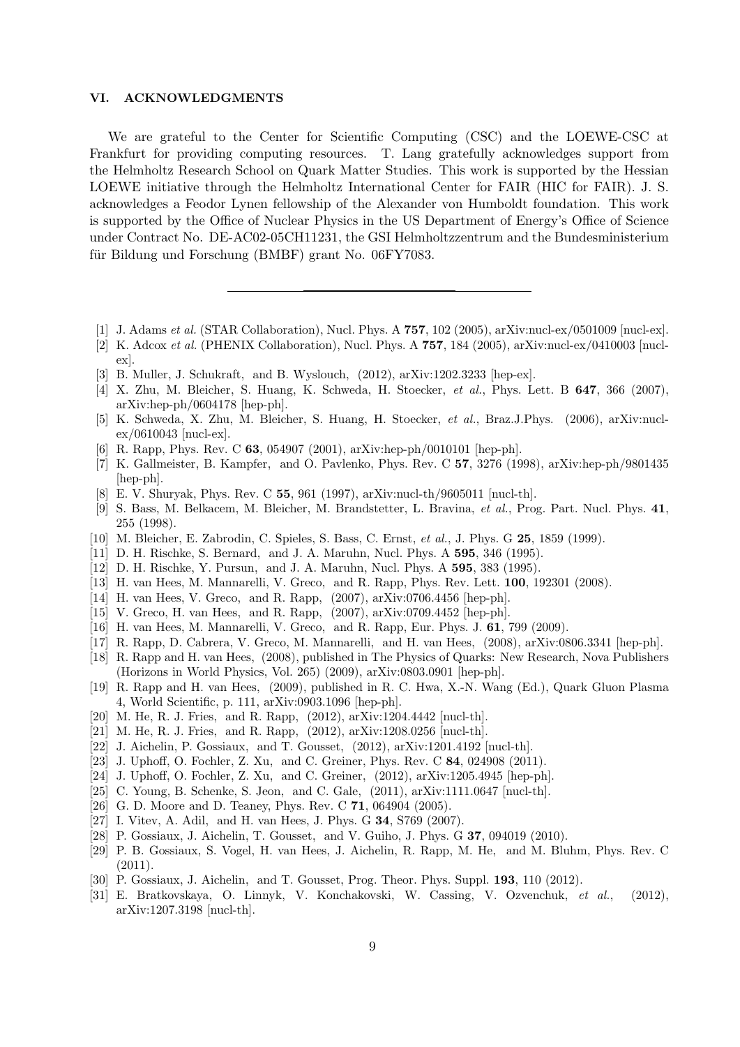## VI. ACKNOWLEDGMENTS

We are grateful to the Center for Scientific Computing (CSC) and the LOEWE-CSC at Frankfurt for providing computing resources. T. Lang gratefully acknowledges support from the Helmholtz Research School on Quark Matter Studies. This work is supported by the Hessian LOEWE initiative through the Helmholtz International Center for FAIR (HIC for FAIR). J. S. acknowledges a Feodor Lynen fellowship of the Alexander von Humboldt foundation. This work is supported by the Office of Nuclear Physics in the US Department of Energy's Office of Science under Contract No. DE-AC02-05CH11231, the GSI Helmholtzzentrum and the Bundesministerium für Bildung und Forschung (BMBF) grant No. 06FY7083.

---

[1] J. Adams *et al.* (STAR Collaboration), Nucl. Phys. A **757**, 102 (2005), arXiv:nucl-ex/0501009 [nucl-ex].

[2] K. Adcox *et al.* (PHENIX Collaboration), Nucl. Phys. A **757**, 184 (2005), arXiv:nucl-ex/0410003 [nucl-ex].

[3] B. Muller, J. Schukraft, and B. Wyslouch, (2012), arXiv:1202.3233 [hep-ex].

[4] X. Zhu, M. Bleicher, S. Huang, K. Schweda, H. Stoecker, *et al.*, Phys. Lett. B **647**, 366 (2007), arXiv:hep-ph/0604178 [hep-ph].

[5] K. Schweda, X. Zhu, M. Bleicher, S. Huang, H. Stoecker, *et al.*, Braz.J.Phys. (2006), arXiv:nucl-ex/0610043 [nucl-ex].

[6] R. Rapp, Phys. Rev. C **63**, 054907 (2001), arXiv:hep-ph/0010101 [hep-ph].

[7] K. Gallmeister, B. Kampfer, and O. Pavlenko, Phys. Rev. C **57**, 3276 (1998), arXiv:hep-ph/9801435 [hep-ph].

[8] E. V. Shuryak, Phys. Rev. C **55**, 961 (1997), arXiv:nucl-th/9605011 [nucl-th].

[9] S. Bass, M. Belkacem, M. Bleicher, M. Brandstetter, L. Bravina, *et al.*, Prog. Part. Nucl. Phys. **41**, 255 (1998).

[10] M. Bleicher, E. Zabrodin, C. Spieles, S. Bass, C. Ernst, *et al.*, J. Phys. G **25**, 1859 (1999).

[11] D. H. Rischke, S. Bernard, and J. A. Maruhn, Nucl. Phys. A **595**, 346 (1995).

[12] D. H. Rischke, Y. Pursun, and J. A. Maruhn, Nucl. Phys. A **595**, 383 (1995).

[13] H. van Hees, M. Mannarelli, V. Greco, and R. Rapp, Phys. Rev. Lett. **100**, 192301 (2008).

[14] H. van Hees, V. Greco, and R. Rapp, (2007), arXiv:0706.4456 [hep-ph].

[15] V. Greco, H. van Hees, and R. Rapp, (2007), arXiv:0709.4452 [hep-ph].

[16] H. van Hees, M. Mannarelli, V. Greco, and R. Rapp, Eur. Phys. J. **61**, 799 (2009).

[17] R. Rapp, D. Cabrera, V. Greco, M. Mannarelli, and H. van Hees, (2008), arXiv:0806.3341 [hep-ph].

[18] R. Rapp and H. van Hees, (2008), published in The Physics of Quarks: New Research, Nova Publishers (Horizons in World Physics, Vol. 265) (2009), arXiv:0803.0901 [hep-ph].

[19] R. Rapp and H. van Hees, (2009), published in R. C. Hwa, X.-N. Wang (Ed.), Quark Gluon Plasma 4, World Scientific, p. 111, arXiv:0903.1096 [hep-ph].

[20] M. He, R. J. Fries, and R. Rapp, (2012), arXiv:1204.4442 [nucl-th].

[21] M. He, R. J. Fries, and R. Rapp, (2012), arXiv:1208.0256 [nucl-th].

[22] J. Aichelin, P. Gossiaux, and T. Gousset, (2012), arXiv:1201.4192 [nucl-th].

[23] J. Uphoff, O. Fochler, Z. Xu, and C. Greiner, Phys. Rev. C **84**, 024908 (2011).

[24] J. Uphoff, O. Fochler, Z. Xu, and C. Greiner, (2012), arXiv:1205.4945 [hep-ph].

[25] C. Young, B. Schenke, S. Jeon, and C. Gale, (2011), arXiv:1111.0647 [nucl-th].

[26] G. D. Moore and D. Teaney, Phys. Rev. C **71**, 064904 (2005).

[27] I. Vitev, A. Adil, and H. van Hees, J. Phys. G **34**, S769 (2007).

[28] P. Gossiaux, J. Aichelin, T. Gousset, and V. Guiho, J. Phys. G **37**, 094019 (2010).

[29] P. B. Gossiaux, S. Vogel, H. van Hees, J. Aichelin, R. Rapp, M. He, and M. Bluhm, Phys. Rev. C (2011).

[30] P. Gossiaux, J. Aichelin, and T. Gousset, Prog. Theor. Phys. Suppl. **193**, 110 (2012).

[31] E. Bratkovskaya, O. Linnyk, V. Konchakovski, W. Cassing, V. Ozvenchuk, *et al.*, (2012), arXiv:1207.3198 [nucl-th].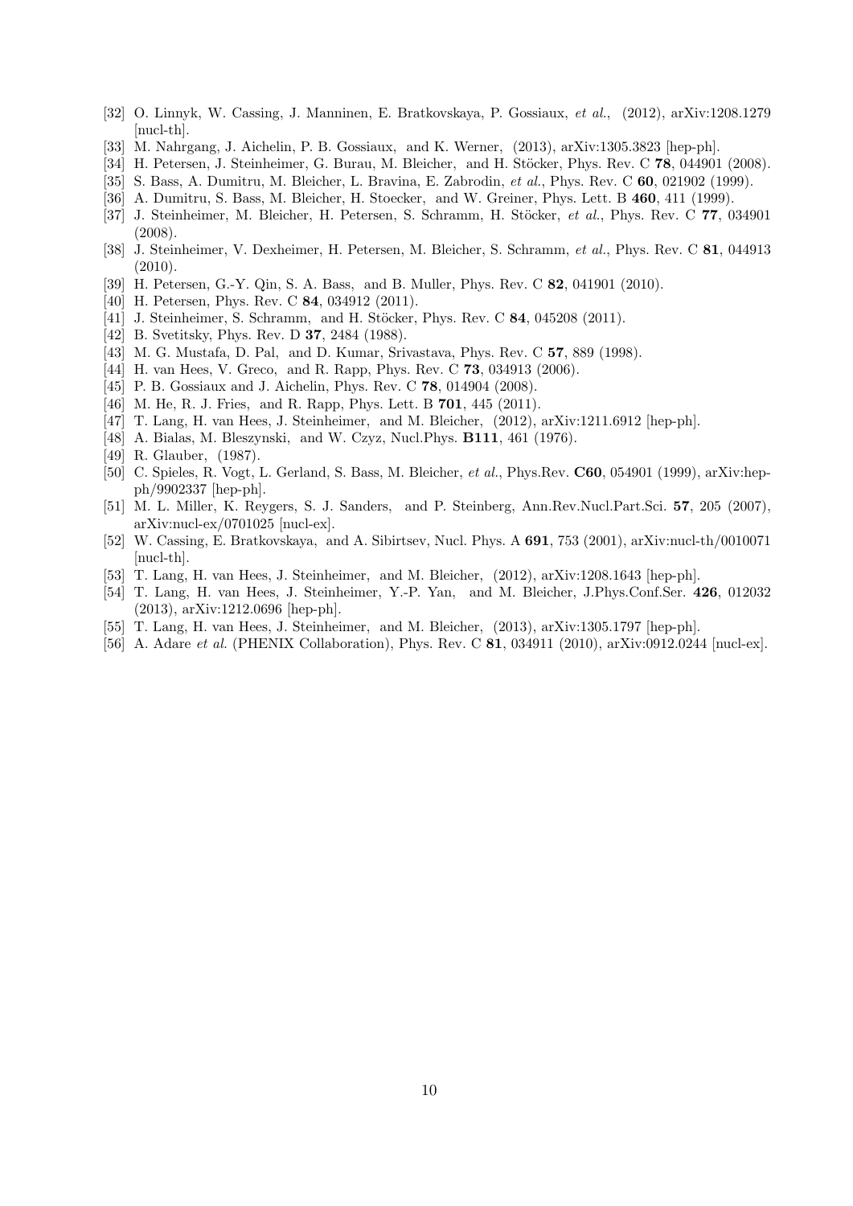[32] O. Linnyk, W. Cassing, J. Manninen, E. Bratkovskaya, P. Gossiaux, *et al.*, (2012), arXiv:1208.1279 [nucl-th].

[33] M. Nahrgang, J. Aichelin, P. B. Gossiaux, and K. Werner, (2013), arXiv:1305.3823 [hep-ph].

[34] H. Petersen, J. Steinheimer, G. Burau, M. Bleicher, and H. Stöcker, Phys. Rev. C **78**, 044901 (2008).

[35] S. Bass, A. Dumitru, M. Bleicher, L. Bravina, E. Zabrodin, *et al.*, Phys. Rev. C **60**, 021902 (1999).

[36] A. Dumitru, S. Bass, M. Bleicher, H. Stoecker, and W. Greiner, Phys. Lett. B **460**, 411 (1999).

[37] J. Steinheimer, M. Bleicher, H. Petersen, S. Schramm, H. Stöcker, *et al.*, Phys. Rev. C **77**, 034901 (2008).

[38] J. Steinheimer, V. Dexheimer, H. Petersen, M. Bleicher, S. Schramm, *et al.*, Phys. Rev. C **81**, 044913 (2010).

[39] H. Petersen, G.-Y. Qin, S. A. Bass, and B. Muller, Phys. Rev. C **82**, 041901 (2010).

[40] H. Petersen, Phys. Rev. C **84**, 034912 (2011).

[41] J. Steinheimer, S. Schramm, and H. Stöcker, Phys. Rev. C **84**, 045208 (2011).

[42] B. Svetitsky, Phys. Rev. D **37**, 2484 (1988).

[43] M. G. Mustafa, D. Pal, and D. Kumar, Srivastava, Phys. Rev. C **57**, 889 (1998).

[44] H. van Hees, V. Greco, and R. Rapp, Phys. Rev. C **73**, 034913 (2006).

[45] P. B. Gossiaux and J. Aichelin, Phys. Rev. C **78**, 014904 (2008).

[46] M. He, R. J. Fries, and R. Rapp, Phys. Lett. B **701**, 445 (2011).

[47] T. Lang, H. van Hees, J. Steinheimer, and M. Bleicher, (2012), arXiv:1211.6912 [hep-ph].

[48] A. Bialas, M. Bleszynski, and W. Czyz, Nucl.Phys. **B111**, 461 (1976).

[49] R. Glauber, (1987).

[50] C. Spieles, R. Vogt, L. Gerland, S. Bass, M. Bleicher, *et al.*, Phys.Rev. **C60**, 054901 (1999), arXiv:hep-ph/9902337 [hep-ph].

[51] M. L. Miller, K. Reygers, S. J. Sanders, and P. Steinberg, Ann.Rev.Nucl.Part.Sci. **57**, 205 (2007), arXiv:nucl-ex/0701025 [nucl-ex].

[52] W. Cassing, E. Bratkovskaya, and A. Sibirtsev, Nucl. Phys. A **691**, 753 (2001), arXiv:nucl-th/0010071 [nucl-th].

[53] T. Lang, H. van Hees, J. Steinheimer, and M. Bleicher, (2012), arXiv:1208.1643 [hep-ph].

[54] T. Lang, H. van Hees, J. Steinheimer, Y.-P. Yan, and M. Bleicher, J.Phys.Conf.Ser. **426**, 012032 (2013), arXiv:1212.0696 [hep-ph].

[55] T. Lang, H. van Hees, J. Steinheimer, and M. Bleicher, (2013), arXiv:1305.1797 [hep-ph].

[56] A. Adare *et al.* (PHENIX Collaboration), Phys. Rev. C **81**, 034911 (2010), arXiv:0912.0244 [nucl-ex].